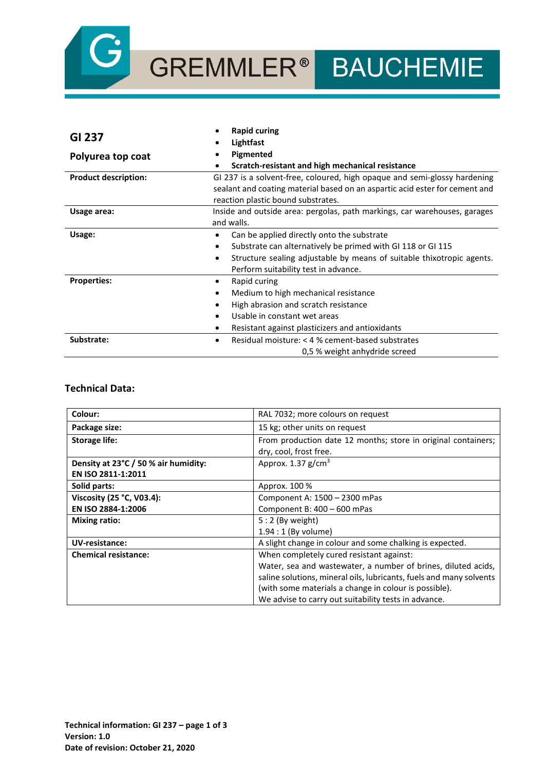# GREMMLER® BAUCHEMIE

| **GI 237**<br><br>**Polyurea top coat** | • **Rapid curing**<br>• **Lightfast**<br>• **Pigmented**<br>• **Scratch-resistant and high mechanical resistance** |
|---|---|
| **Product description:** | GI 237 is a solvent-free, coloured, high opaque and semi-glossy hardening sealant and coating material based on an aspartic acid ester for cement and reaction plastic bound substrates. |
| **Usage area:** | Inside and outside area: pergolas, path markings, car warehouses, garages and walls. |
| **Usage:** | • Can be applied directly onto the substrate<br>• Substrate can alternatively be primed with GI 118 or GI 115<br>• Structure sealing adjustable by means of suitable thixotropic agents. Perform suitability test in advance. |
| **Properties:** | • Rapid curing<br>• Medium to high mechanical resistance<br>• High abrasion and scratch resistance<br>• Usable in constant wet areas<br>• Resistant against plasticizers and antioxidants |
| **Substrate:** | • Residual moisture: < 4 % cement-based substrates<br>0,5 % weight anhydride screed |

## Technical Data:

| | |
|---|---|
| **Colour:** | RAL 7032; more colours on request |
| **Package size:** | 15 kg; other units on request |
| **Storage life:** | From production date 12 months; store in original containers; dry, cool, frost free. |
| **Density at 23°C / 50 % air humidity: EN ISO 2811-1:2011** | Approx. 1.37 g/cm$^3$ |
| **Solid parts:** | Approx. 100 % |
| **Viscosity (25 °C, V03.4): EN ISO 2884-1:2006** | Component A: 1500 – 2300 mPas<br>Component B: 400 – 600 mPas |
| **Mixing ratio:** | 5 : 2 (By weight)<br>1.94 : 1 (By volume) |
| **UV-resistance:** | A slight change in colour and some chalking is expected. |
| **Chemical resistance:** | When completely cured resistant against:<br>Water, sea and wastewater, a number of brines, diluted acids, saline solutions, mineral oils, lubricants, fuels and many solvents (with some materials a change in colour is possible).<br>We advise to carry out suitability tests in advance. |

**Technical information: GI 237 – page 1 of 3**
**Version: 1.0**
**Date of revision: October 21, 2020**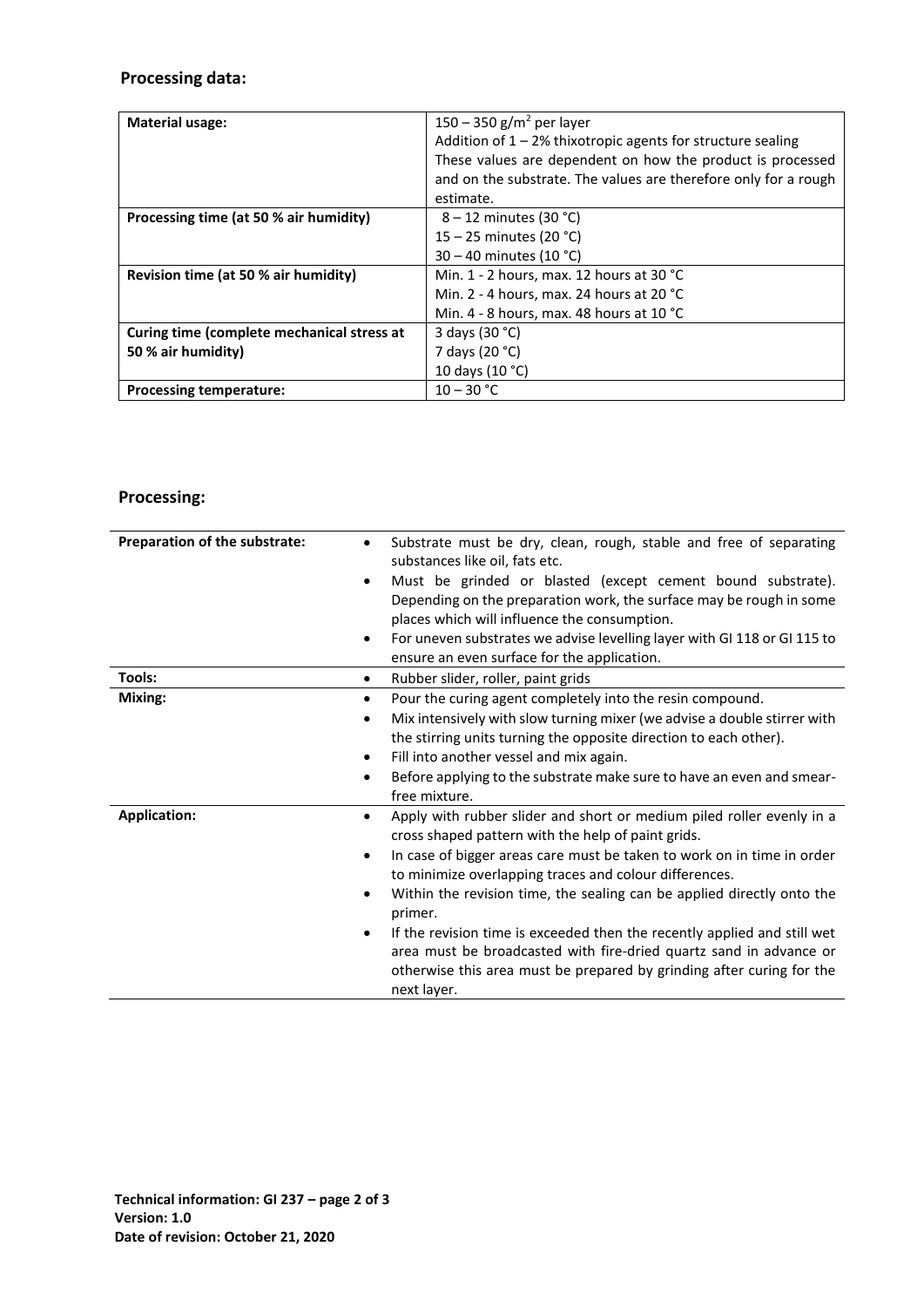## Processing data:

| Material usage: | $150 – 350\ g/m^2$ per layer<br>Addition of 1 – 2% thixotropic agents for structure sealing<br>These values are dependent on how the product is processed and on the substrate. The values are therefore only for a rough estimate. |
|---|---|
| **Processing time (at 50 % air humidity)** | 8 – 12 minutes (30 °C)<br>15 – 25 minutes (20 °C)<br>30 – 40 minutes (10 °C) |
| **Revision time (at 50 % air humidity)** | Min. 1 - 2 hours, max. 12 hours at 30 °C<br>Min. 2 - 4 hours, max. 24 hours at 20 °C<br>Min. 4 - 8 hours, max. 48 hours at 10 °C |
| **Curing time (complete mechanical stress at 50 % air humidity)** | 3 days (30 °C)<br>7 days (20 °C)<br>10 days (10 °C) |
| **Processing temperature:** | 10 – 30 °C |

## Processing:

| Preparation of the substrate: | • Substrate must be dry, clean, rough, stable and free of separating substances like oil, fats etc.<br>• Must be grinded or blasted (except cement bound substrate). Depending on the preparation work, the surface may be rough in some places which will influence the consumption.<br>• For uneven substrates we advise levelling layer with GI 118 or GI 115 to ensure an even surface for the application. |
|---|---|
| **Tools:** | • Rubber slider, roller, paint grids |
| **Mixing:** | • Pour the curing agent completely into the resin compound.<br>• Mix intensively with slow turning mixer (we advise a double stirrer with the stirring units turning the opposite direction to each other).<br>• Fill into another vessel and mix again.<br>• Before applying to the substrate make sure to have an even and smear-free mixture. |
| **Application:** | • Apply with rubber slider and short or medium piled roller evenly in a cross shaped pattern with the help of paint grids.<br>• In case of bigger areas care must be taken to work on in time in order to minimize overlapping traces and colour differences.<br>• Within the revision time, the sealing can be applied directly onto the primer.<br>• If the revision time is exceeded then the recently applied and still wet area must be broadcasted with fire-dried quartz sand in advance or otherwise this area must be prepared by grinding after curing for the next layer. |

**Technical information: GI 237 – page 2 of 3**
**Version: 1.0**
**Date of revision: October 21, 2020**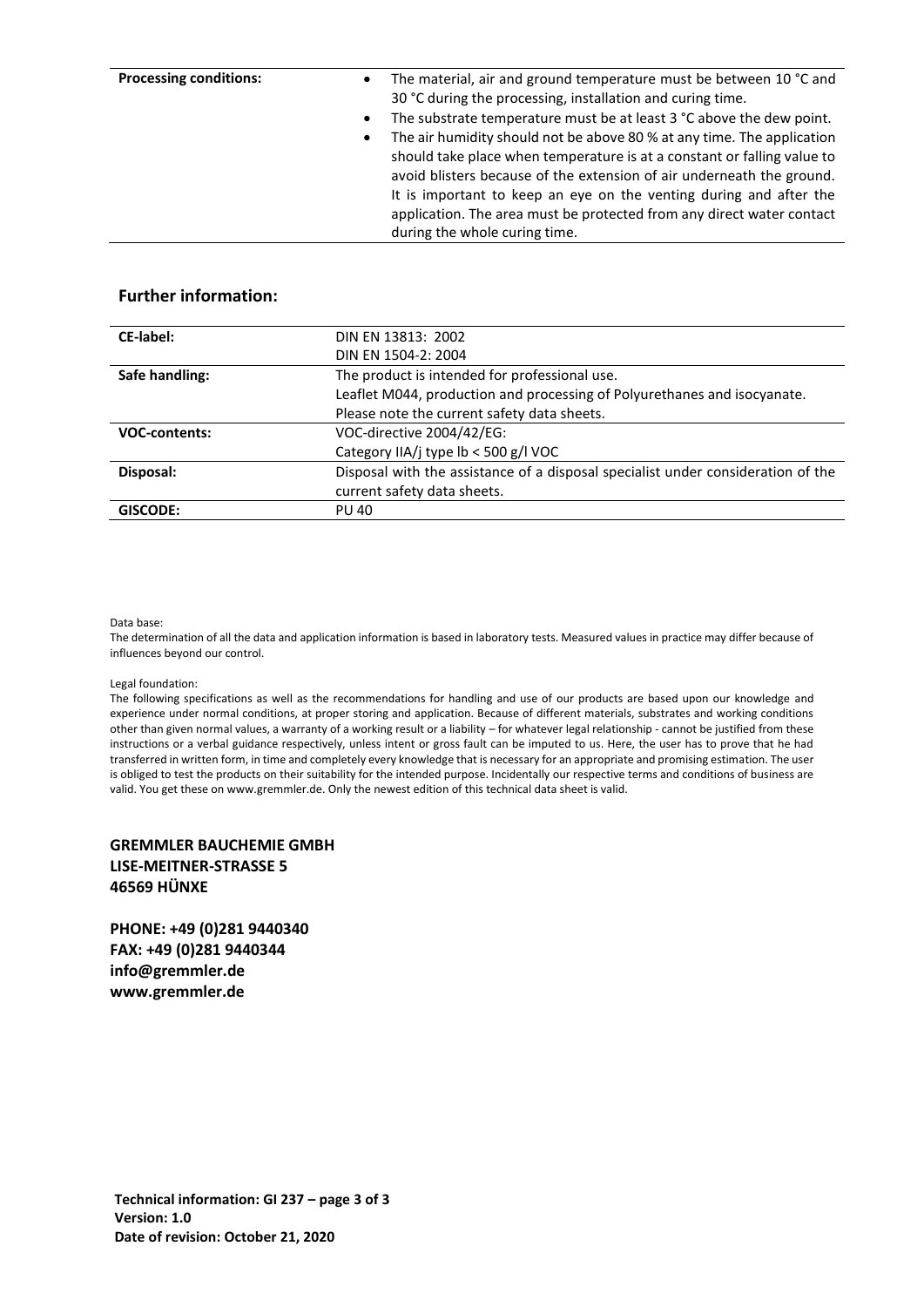| | |
|---|---|
| **Processing conditions:** | • The material, air and ground temperature must be between 10 °C and 30 °C during the processing, installation and curing time.<br>• The substrate temperature must be at least 3 °C above the dew point.<br>• The air humidity should not be above 80 % at any time. The application should take place when temperature is at a constant or falling value to avoid blisters because of the extension of air underneath the ground. It is important to keep an eye on the venting during and after the application. The area must be protected from any direct water contact during the whole curing time. |

## Further information:

| | |
|---|---|
| **CE-label:** | DIN EN 13813: 2002<br>DIN EN 1504-2: 2004 |
| **Safe handling:** | The product is intended for professional use.<br>Leaflet M044, production and processing of Polyurethanes and isocyanate.<br>Please note the current safety data sheets. |
| **VOC-contents:** | VOC-directive 2004/42/EG:<br>Category IIA/j type lb < 500 g/l VOC |
| **Disposal:** | Disposal with the assistance of a disposal specialist under consideration of the current safety data sheets. |
| **GISCODE:** | PU 40 |

Data base:
The determination of all the data and application information is based in laboratory tests. Measured values in practice may differ because of influences beyond our control.

Legal foundation:
The following specifications as well as the recommendations for handling and use of our products are based upon our knowledge and experience under normal conditions, at proper storing and application. Because of different materials, substrates and working conditions other than given normal values, a warranty of a working result or a liability – for whatever legal relationship - cannot be justified from these instructions or a verbal guidance respectively, unless intent or gross fault can be imputed to us. Here, the user has to prove that he had transferred in written form, in time and completely every knowledge that is necessary for an appropriate and promising estimation. The user is obliged to test the products on their suitability for the intended purpose. Incidentally our respective terms and conditions of business are valid. You get these on www.gremmler.de. Only the newest edition of this technical data sheet is valid.

**GREMMLER BAUCHEMIE GMBH**
**LISE-MEITNER-STRASSE 5**
**46569 HÜNXE**

**PHONE: +49 (0)281 9440340**
**FAX: +49 (0)281 9440344**
**info@gremmler.de**
**www.gremmler.de**

**Technical information: GI 237 – page 3 of 3**
**Version: 1.0**
**Date of revision: October 21, 2020**